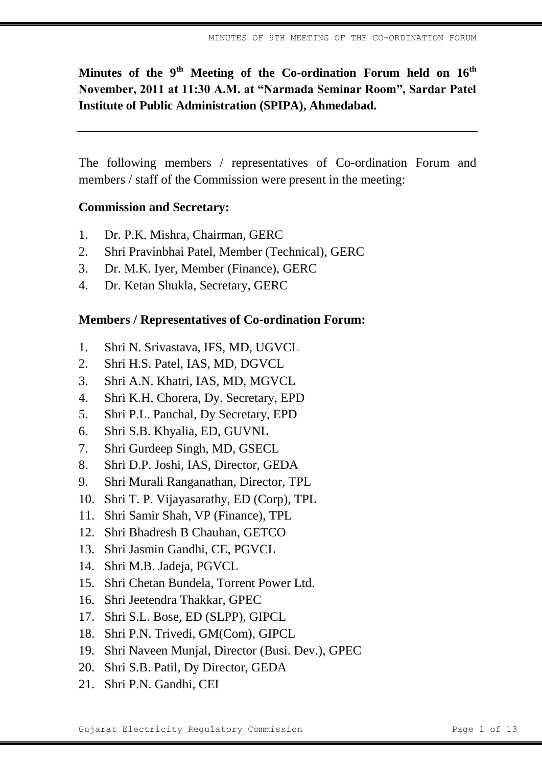**Minutes of the 9th Meeting of the Co-ordination Forum held on 16th November, 2011 at 11:30 A.M. at "Narmada Seminar Room", Sardar Patel Institute of Public Administration (SPIPA), Ahmedabad.**

---

The following members / representatives of Co-ordination Forum and members / staff of the Commission were present in the meeting:

**Commission and Secretary:**

1. Dr. P.K. Mishra, Chairman, GERC
2. Shri Pravinbhai Patel, Member (Technical), GERC
3. Dr. M.K. Iyer, Member (Finance), GERC
4. Dr. Ketan Shukla, Secretary, GERC

**Members / Representatives of Co-ordination Forum:**

1. Shri N. Srivastava, IFS, MD, UGVCL
2. Shri H.S. Patel, IAS, MD, DGVCL
3. Shri A.N. Khatri, IAS, MD, MGVCL
4. Shri K.H. Chorera, Dy. Secretary, EPD
5. Shri P.L. Panchal, Dy Secretary, EPD
6. Shri S.B. Khyalia, ED, GUVNL
7. Shri Gurdeep Singh, MD, GSECL
8. Shri D.P. Joshi, IAS, Director, GEDA
9. Shri Murali Ranganathan, Director, TPL
10. Shri T. P. Vijayasarathy, ED (Corp), TPL
11. Shri Samir Shah, VP (Finance), TPL
12. Shri Bhadresh B Chauhan, GETCO
13. Shri Jasmin Gandhi, CE, PGVCL
14. Shri M.B. Jadeja, PGVCL
15. Shri Chetan Bundela, Torrent Power Ltd.
16. Shri Jeetendra Thakkar, GPEC
17. Shri S.L. Bose, ED (SLPP), GIPCL
18. Shri P.N. Trivedi, GM(Com), GIPCL
19. Shri Naveen Munjal, Director (Busi. Dev.), GPEC
20. Shri S.B. Patil, Dy Director, GEDA
21. Shri P.N. Gandhi, CEI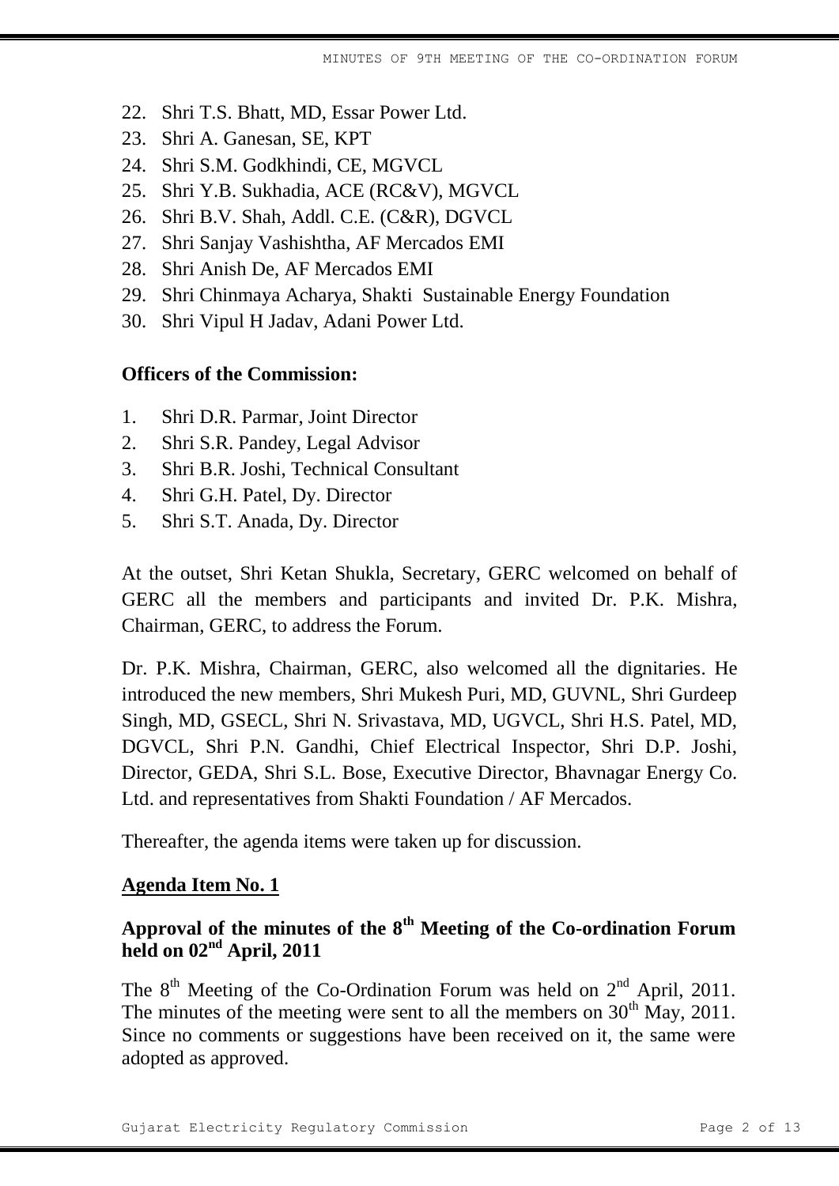22. Shri T.S. Bhatt, MD, Essar Power Ltd.
23. Shri A. Ganesan, SE, KPT
24. Shri S.M. Godkhindi, CE, MGVCL
25. Shri Y.B. Sukhadia, ACE (RC&V), MGVCL
26. Shri B.V. Shah, Addl. C.E. (C&R), DGVCL
27. Shri Sanjay Vashishtha, AF Mercados EMI
28. Shri Anish De, AF Mercados EMI
29. Shri Chinmaya Acharya, Shakti Sustainable Energy Foundation
30. Shri Vipul H Jadav, Adani Power Ltd.

**Officers of the Commission:**

1. Shri D.R. Parmar, Joint Director
2. Shri S.R. Pandey, Legal Advisor
3. Shri B.R. Joshi, Technical Consultant
4. Shri G.H. Patel, Dy. Director
5. Shri S.T. Anada, Dy. Director

At the outset, Shri Ketan Shukla, Secretary, GERC welcomed on behalf of GERC all the members and participants and invited Dr. P.K. Mishra, Chairman, GERC, to address the Forum.

Dr. P.K. Mishra, Chairman, GERC, also welcomed all the dignitaries. He introduced the new members, Shri Mukesh Puri, MD, GUVNL, Shri Gurdeep Singh, MD, GSECL, Shri N. Srivastava, MD, UGVCL, Shri H.S. Patel, MD, DGVCL, Shri P.N. Gandhi, Chief Electrical Inspector, Shri D.P. Joshi, Director, GEDA, Shri S.L. Bose, Executive Director, Bhavnagar Energy Co. Ltd. and representatives from Shakti Foundation / AF Mercados.

Thereafter, the agenda items were taken up for discussion.

## Agenda Item No. 1

### Approval of the minutes of the 8th Meeting of the Co-ordination Forum held on 02nd April, 2011

The 8th Meeting of the Co-Ordination Forum was held on 2nd April, 2011. The minutes of the meeting were sent to all the members on 30th May, 2011. Since no comments or suggestions have been received on it, the same were adopted as approved.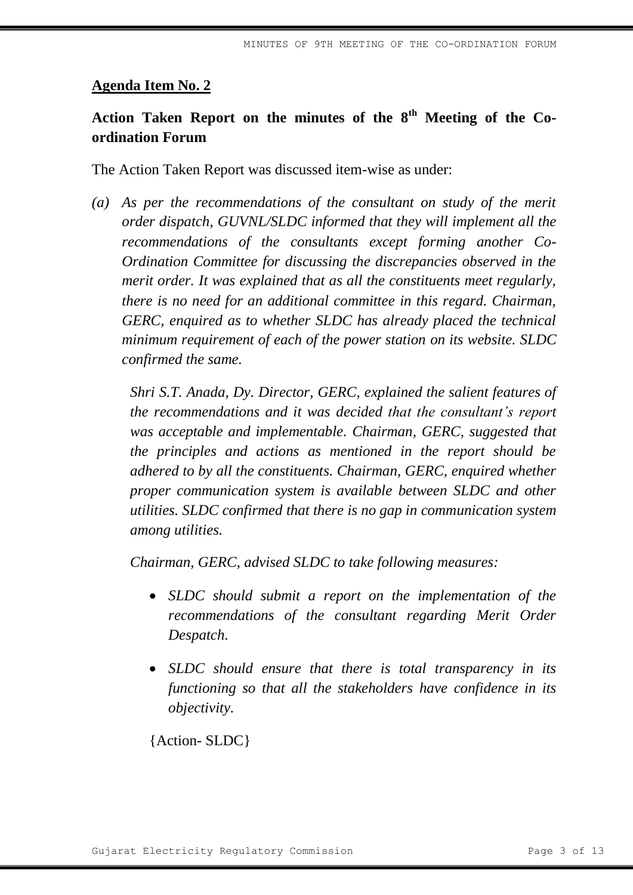**Agenda Item No. 2**

**Action Taken Report on the minutes of the 8th Meeting of the Co-ordination Forum**

The Action Taken Report was discussed item-wise as under:

(a) *As per the recommendations of the consultant on study of the merit order dispatch, GUVNL/SLDC informed that they will implement all the recommendations of the consultants except forming another Co-Ordination Committee for discussing the discrepancies observed in the merit order. It was explained that as all the constituents meet regularly, there is no need for an additional committee in this regard. Chairman, GERC, enquired as to whether SLDC has already placed the technical minimum requirement of each of the power station on its website. SLDC confirmed the same.*

*Shri S.T. Anada, Dy. Director, GERC, explained the salient features of the recommendations and it was decided that the consultant's report was acceptable and implementable. Chairman, GERC, suggested that the principles and actions as mentioned in the report should be adhered to by all the constituents. Chairman, GERC, enquired whether proper communication system is available between SLDC and other utilities. SLDC confirmed that there is no gap in communication system among utilities.*

*Chairman, GERC, advised SLDC to take following measures:*

- *SLDC should submit a report on the implementation of the recommendations of the consultant regarding Merit Order Despatch.*
- *SLDC should ensure that there is total transparency in its functioning so that all the stakeholders have confidence in its objectivity.*

{Action- SLDC}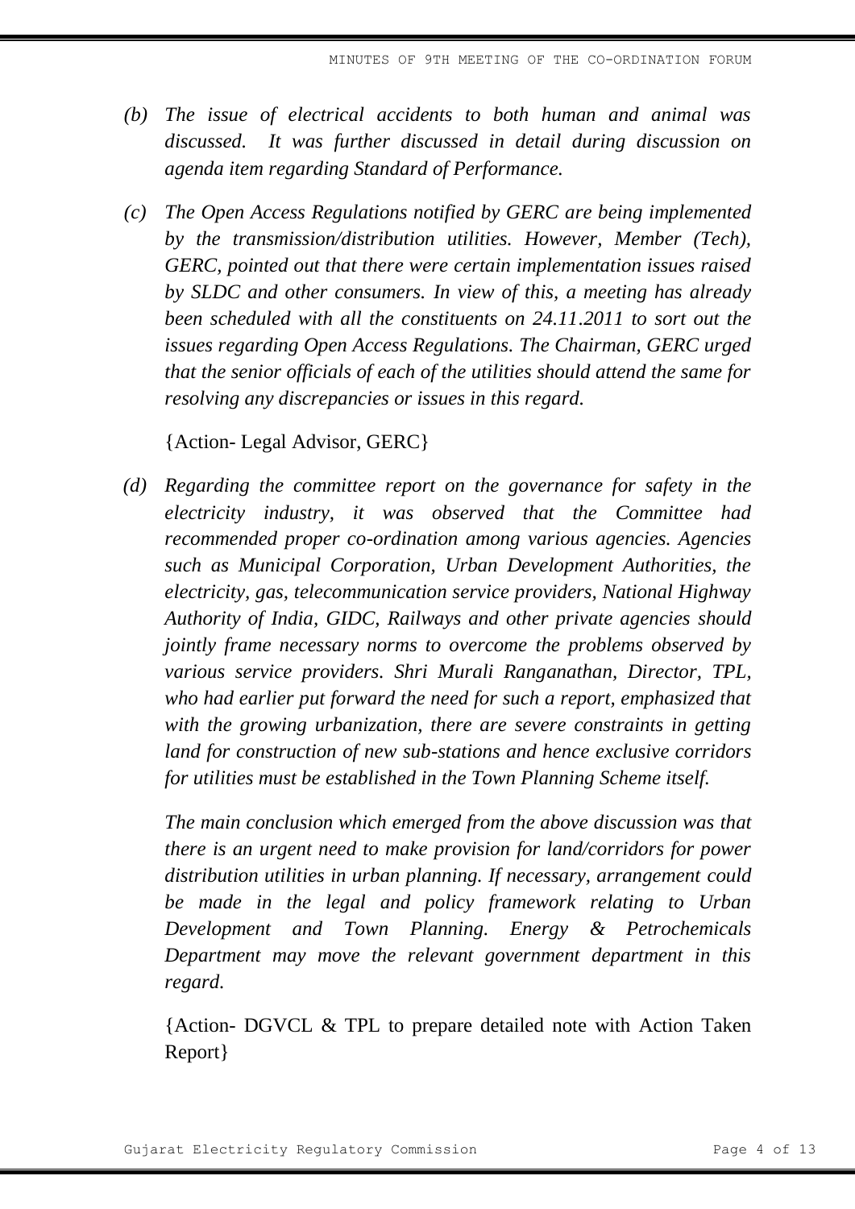*(b) The issue of electrical accidents to both human and animal was discussed. It was further discussed in detail during discussion on agenda item regarding Standard of Performance.*

*(c) The Open Access Regulations notified by GERC are being implemented by the transmission/distribution utilities. However, Member (Tech), GERC, pointed out that there were certain implementation issues raised by SLDC and other consumers. In view of this, a meeting has already been scheduled with all the constituents on 24.11.2011 to sort out the issues regarding Open Access Regulations. The Chairman, GERC urged that the senior officials of each of the utilities should attend the same for resolving any discrepancies or issues in this regard.*

{Action- Legal Advisor, GERC}

*(d) Regarding the committee report on the governance for safety in the electricity industry, it was observed that the Committee had recommended proper co-ordination among various agencies. Agencies such as Municipal Corporation, Urban Development Authorities, the electricity, gas, telecommunication service providers, National Highway Authority of India, GIDC, Railways and other private agencies should jointly frame necessary norms to overcome the problems observed by various service providers. Shri Murali Ranganathan, Director, TPL, who had earlier put forward the need for such a report, emphasized that with the growing urbanization, there are severe constraints in getting land for construction of new sub-stations and hence exclusive corridors for utilities must be established in the Town Planning Scheme itself.*

*The main conclusion which emerged from the above discussion was that there is an urgent need to make provision for land/corridors for power distribution utilities in urban planning. If necessary, arrangement could be made in the legal and policy framework relating to Urban Development and Town Planning. Energy & Petrochemicals Department may move the relevant government department in this regard.*

{Action- DGVCL & TPL to prepare detailed note with Action Taken Report}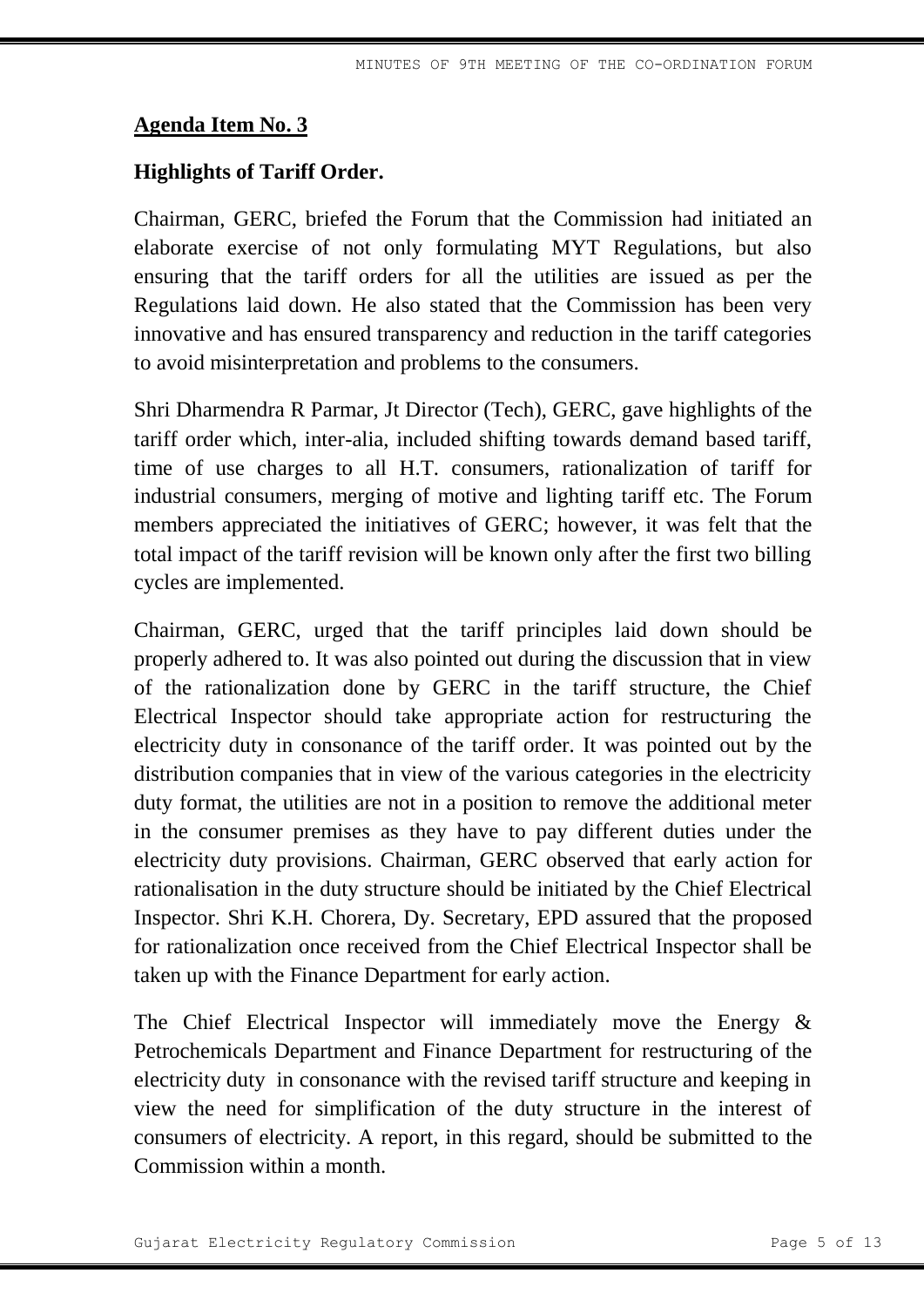**Agenda Item No. 3**

**Highlights of Tariff Order.**

Chairman, GERC, briefed the Forum that the Commission had initiated an elaborate exercise of not only formulating MYT Regulations, but also ensuring that the tariff orders for all the utilities are issued as per the Regulations laid down. He also stated that the Commission has been very innovative and has ensured transparency and reduction in the tariff categories to avoid misinterpretation and problems to the consumers.

Shri Dharmendra R Parmar, Jt Director (Tech), GERC, gave highlights of the tariff order which, inter-alia, included shifting towards demand based tariff, time of use charges to all H.T. consumers, rationalization of tariff for industrial consumers, merging of motive and lighting tariff etc. The Forum members appreciated the initiatives of GERC; however, it was felt that the total impact of the tariff revision will be known only after the first two billing cycles are implemented.

Chairman, GERC, urged that the tariff principles laid down should be properly adhered to. It was also pointed out during the discussion that in view of the rationalization done by GERC in the tariff structure, the Chief Electrical Inspector should take appropriate action for restructuring the electricity duty in consonance of the tariff order. It was pointed out by the distribution companies that in view of the various categories in the electricity duty format, the utilities are not in a position to remove the additional meter in the consumer premises as they have to pay different duties under the electricity duty provisions. Chairman, GERC observed that early action for rationalisation in the duty structure should be initiated by the Chief Electrical Inspector. Shri K.H. Chorera, Dy. Secretary, EPD assured that the proposed for rationalization once received from the Chief Electrical Inspector shall be taken up with the Finance Department for early action.

The Chief Electrical Inspector will immediately move the Energy & Petrochemicals Department and Finance Department for restructuring of the electricity duty in consonance with the revised tariff structure and keeping in view the need for simplification of the duty structure in the interest of consumers of electricity. A report, in this regard, should be submitted to the Commission within a month.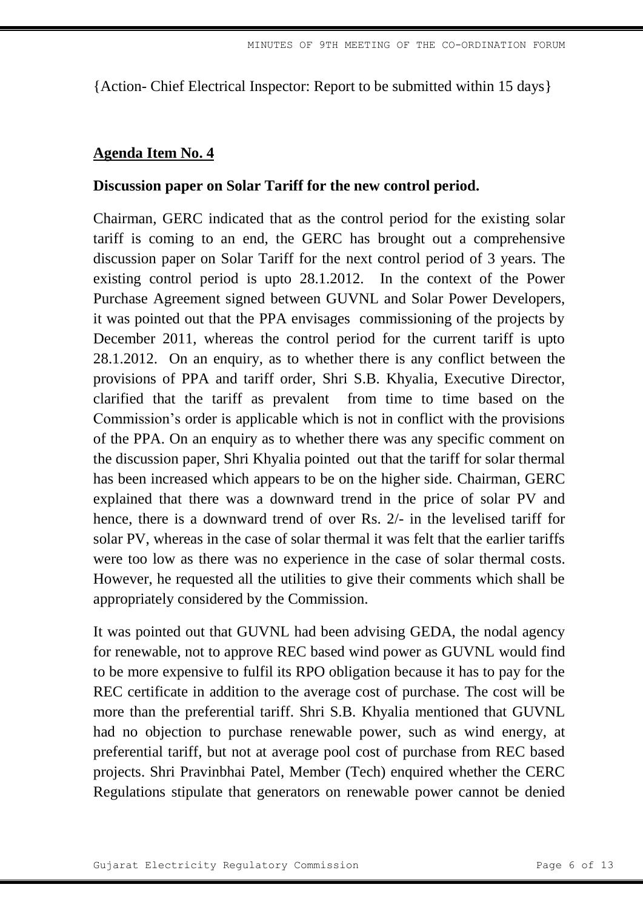{Action- Chief Electrical Inspector: Report to be submitted within 15 days}

## Agenda Item No. 4

**Discussion paper on Solar Tariff for the new control period.**

Chairman, GERC indicated that as the control period for the existing solar tariff is coming to an end, the GERC has brought out a comprehensive discussion paper on Solar Tariff for the next control period of 3 years. The existing control period is upto 28.1.2012. In the context of the Power Purchase Agreement signed between GUVNL and Solar Power Developers, it was pointed out that the PPA envisages commissioning of the projects by December 2011, whereas the control period for the current tariff is upto 28.1.2012. On an enquiry, as to whether there is any conflict between the provisions of PPA and tariff order, Shri S.B. Khyalia, Executive Director, clarified that the tariff as prevalent from time to time based on the Commission's order is applicable which is not in conflict with the provisions of the PPA. On an enquiry as to whether there was any specific comment on the discussion paper, Shri Khyalia pointed out that the tariff for solar thermal has been increased which appears to be on the higher side. Chairman, GERC explained that there was a downward trend in the price of solar PV and hence, there is a downward trend of over Rs. 2/- in the levelised tariff for solar PV, whereas in the case of solar thermal it was felt that the earlier tariffs were too low as there was no experience in the case of solar thermal costs. However, he requested all the utilities to give their comments which shall be appropriately considered by the Commission.

It was pointed out that GUVNL had been advising GEDA, the nodal agency for renewable, not to approve REC based wind power as GUVNL would find to be more expensive to fulfil its RPO obligation because it has to pay for the REC certificate in addition to the average cost of purchase. The cost will be more than the preferential tariff. Shri S.B. Khyalia mentioned that GUVNL had no objection to purchase renewable power, such as wind energy, at preferential tariff, but not at average pool cost of purchase from REC based projects. Shri Pravinbhai Patel, Member (Tech) enquired whether the CERC Regulations stipulate that generators on renewable power cannot be denied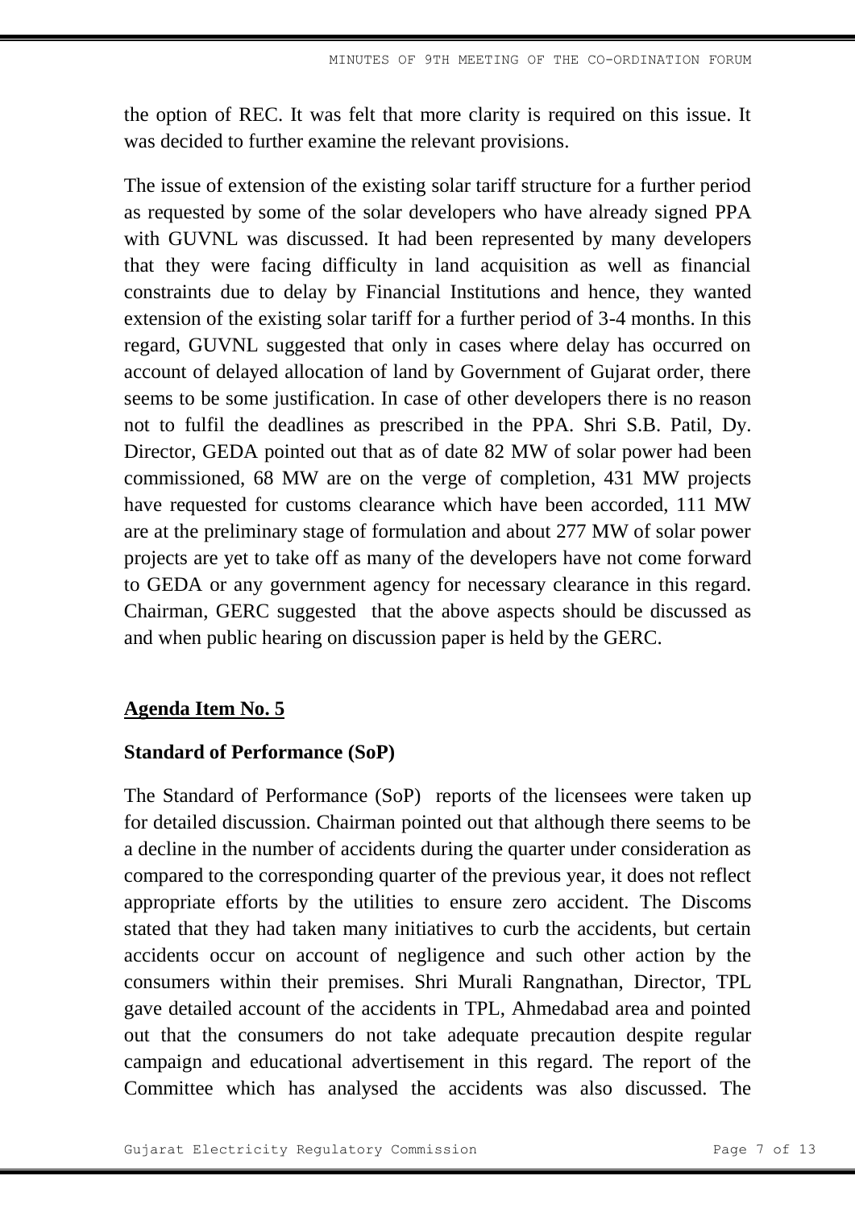the option of REC. It was felt that more clarity is required on this issue. It was decided to further examine the relevant provisions.

The issue of extension of the existing solar tariff structure for a further period as requested by some of the solar developers who have already signed PPA with GUVNL was discussed. It had been represented by many developers that they were facing difficulty in land acquisition as well as financial constraints due to delay by Financial Institutions and hence, they wanted extension of the existing solar tariff for a further period of 3-4 months. In this regard, GUVNL suggested that only in cases where delay has occurred on account of delayed allocation of land by Government of Gujarat order, there seems to be some justification. In case of other developers there is no reason not to fulfil the deadlines as prescribed in the PPA. Shri S.B. Patil, Dy. Director, GEDA pointed out that as of date 82 MW of solar power had been commissioned, 68 MW are on the verge of completion, 431 MW projects have requested for customs clearance which have been accorded, 111 MW are at the preliminary stage of formulation and about 277 MW of solar power projects are yet to take off as many of the developers have not come forward to GEDA or any government agency for necessary clearance in this regard. Chairman, GERC suggested that the above aspects should be discussed as and when public hearing on discussion paper is held by the GERC.

## Agenda Item No. 5

**Standard of Performance (SoP)**

The Standard of Performance (SoP) reports of the licensees were taken up for detailed discussion. Chairman pointed out that although there seems to be a decline in the number of accidents during the quarter under consideration as compared to the corresponding quarter of the previous year, it does not reflect appropriate efforts by the utilities to ensure zero accident. The Discoms stated that they had taken many initiatives to curb the accidents, but certain accidents occur on account of negligence and such other action by the consumers within their premises. Shri Murali Rangnathan, Director, TPL gave detailed account of the accidents in TPL, Ahmedabad area and pointed out that the consumers do not take adequate precaution despite regular campaign and educational advertisement in this regard. The report of the Committee which has analysed the accidents was also discussed. The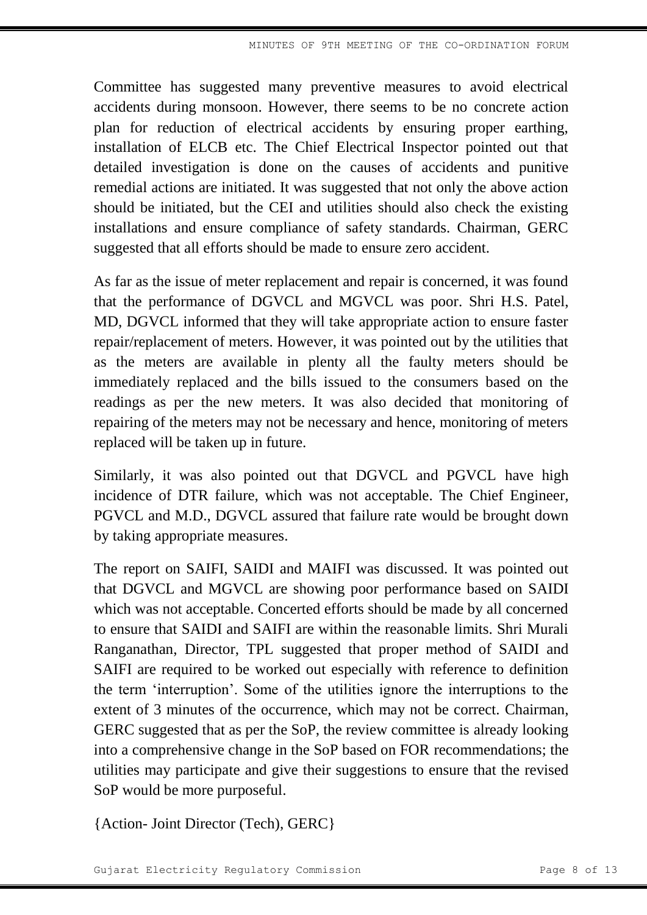Committee has suggested many preventive measures to avoid electrical accidents during monsoon. However, there seems to be no concrete action plan for reduction of electrical accidents by ensuring proper earthing, installation of ELCB etc. The Chief Electrical Inspector pointed out that detailed investigation is done on the causes of accidents and punitive remedial actions are initiated. It was suggested that not only the above action should be initiated, but the CEI and utilities should also check the existing installations and ensure compliance of safety standards. Chairman, GERC suggested that all efforts should be made to ensure zero accident.

As far as the issue of meter replacement and repair is concerned, it was found that the performance of DGVCL and MGVCL was poor. Shri H.S. Patel, MD, DGVCL informed that they will take appropriate action to ensure faster repair/replacement of meters. However, it was pointed out by the utilities that as the meters are available in plenty all the faulty meters should be immediately replaced and the bills issued to the consumers based on the readings as per the new meters. It was also decided that monitoring of repairing of the meters may not be necessary and hence, monitoring of meters replaced will be taken up in future.

Similarly, it was also pointed out that DGVCL and PGVCL have high incidence of DTR failure, which was not acceptable. The Chief Engineer, PGVCL and M.D., DGVCL assured that failure rate would be brought down by taking appropriate measures.

The report on SAIFI, SAIDI and MAIFI was discussed. It was pointed out that DGVCL and MGVCL are showing poor performance based on SAIDI which was not acceptable. Concerted efforts should be made by all concerned to ensure that SAIDI and SAIFI are within the reasonable limits. Shri Murali Ranganathan, Director, TPL suggested that proper method of SAIDI and SAIFI are required to be worked out especially with reference to definition the term 'interruption'. Some of the utilities ignore the interruptions to the extent of 3 minutes of the occurrence, which may not be correct. Chairman, GERC suggested that as per the SoP, the review committee is already looking into a comprehensive change in the SoP based on FOR recommendations; the utilities may participate and give their suggestions to ensure that the revised SoP would be more purposeful.

{Action- Joint Director (Tech), GERC}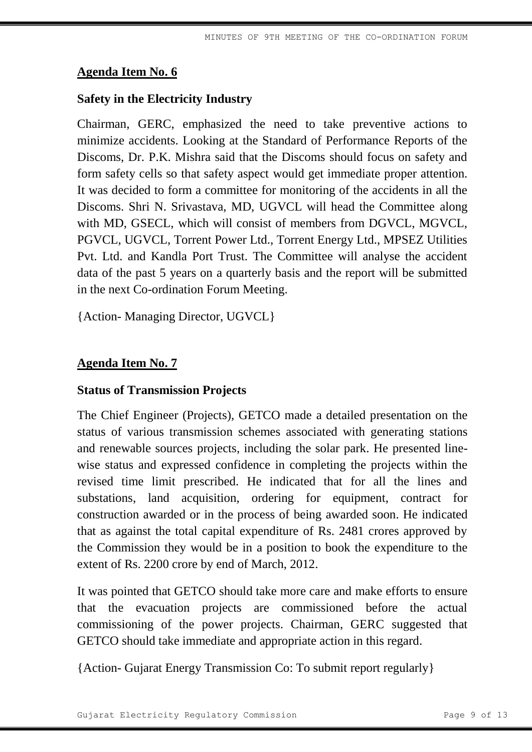## Agenda Item No. 6

### Safety in the Electricity Industry

Chairman, GERC, emphasized the need to take preventive actions to minimize accidents. Looking at the Standard of Performance Reports of the Discoms, Dr. P.K. Mishra said that the Discoms should focus on safety and form safety cells so that safety aspect would get immediate proper attention. It was decided to form a committee for monitoring of the accidents in all the Discoms. Shri N. Srivastava, MD, UGVCL will head the Committee along with MD, GSECL, which will consist of members from DGVCL, MGVCL, PGVCL, UGVCL, Torrent Power Ltd., Torrent Energy Ltd., MPSEZ Utilities Pvt. Ltd. and Kandla Port Trust. The Committee will analyse the accident data of the past 5 years on a quarterly basis and the report will be submitted in the next Co-ordination Forum Meeting.

{Action- Managing Director, UGVCL}

## Agenda Item No. 7

### Status of Transmission Projects

The Chief Engineer (Projects), GETCO made a detailed presentation on the status of various transmission schemes associated with generating stations and renewable sources projects, including the solar park. He presented line-wise status and expressed confidence in completing the projects within the revised time limit prescribed. He indicated that for all the lines and substations, land acquisition, ordering for equipment, contract for construction awarded or in the process of being awarded soon. He indicated that as against the total capital expenditure of Rs. 2481 crores approved by the Commission they would be in a position to book the expenditure to the extent of Rs. 2200 crore by end of March, 2012.

It was pointed that GETCO should take more care and make efforts to ensure that the evacuation projects are commissioned before the actual commissioning of the power projects. Chairman, GERC suggested that GETCO should take immediate and appropriate action in this regard.

{Action- Gujarat Energy Transmission Co: To submit report regularly}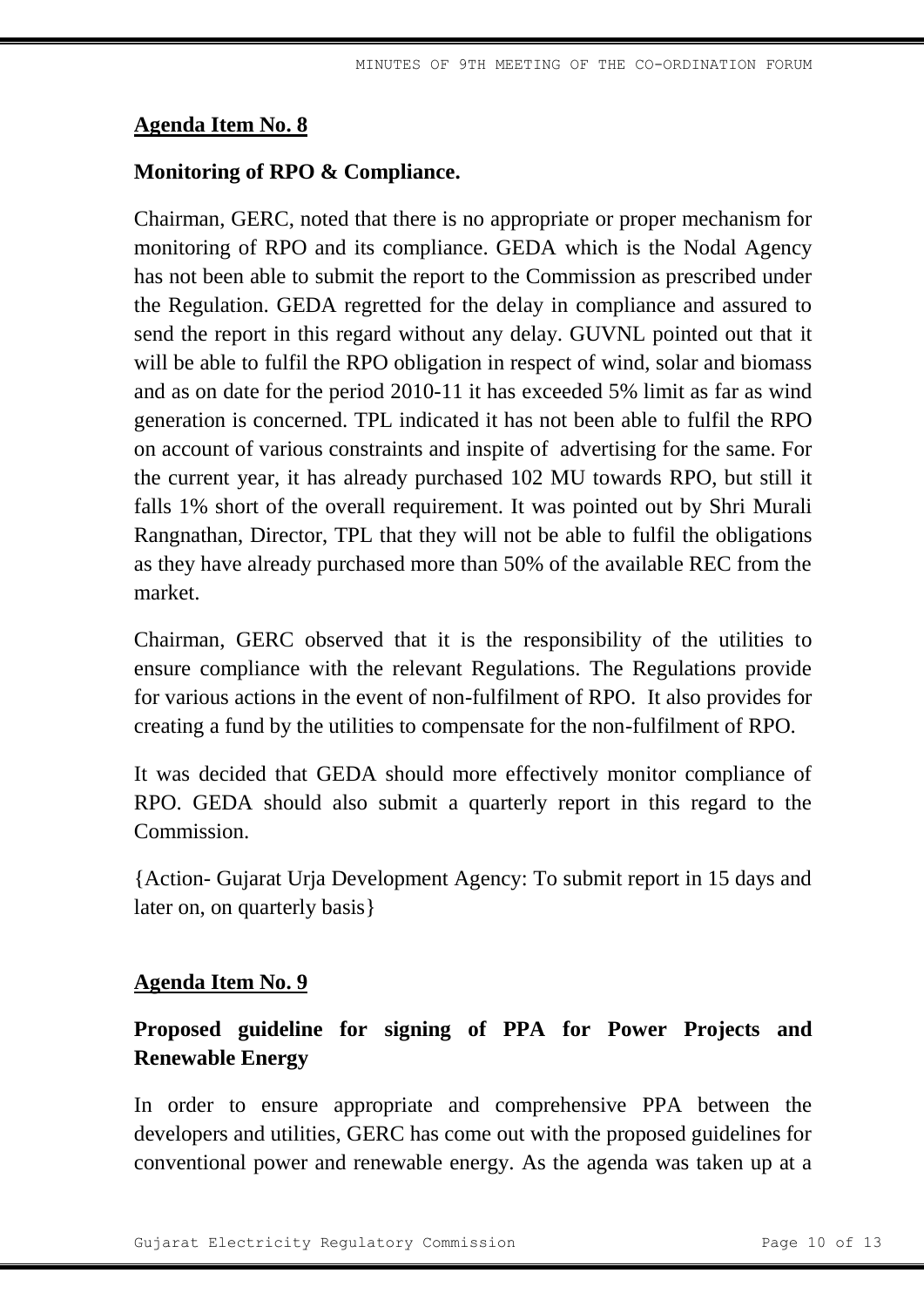**Agenda Item No. 8**

**Monitoring of RPO & Compliance.**

Chairman, GERC, noted that there is no appropriate or proper mechanism for monitoring of RPO and its compliance. GEDA which is the Nodal Agency has not been able to submit the report to the Commission as prescribed under the Regulation. GEDA regretted for the delay in compliance and assured to send the report in this regard without any delay. GUVNL pointed out that it will be able to fulfil the RPO obligation in respect of wind, solar and biomass and as on date for the period 2010-11 it has exceeded 5% limit as far as wind generation is concerned. TPL indicated it has not been able to fulfil the RPO on account of various constraints and inspite of advertising for the same. For the current year, it has already purchased 102 MU towards RPO, but still it falls 1% short of the overall requirement. It was pointed out by Shri Murali Rangnathan, Director, TPL that they will not be able to fulfil the obligations as they have already purchased more than 50% of the available REC from the market.

Chairman, GERC observed that it is the responsibility of the utilities to ensure compliance with the relevant Regulations. The Regulations provide for various actions in the event of non-fulfilment of RPO. It also provides for creating a fund by the utilities to compensate for the non-fulfilment of RPO.

It was decided that GEDA should more effectively monitor compliance of RPO. GEDA should also submit a quarterly report in this regard to the Commission.

{Action- Gujarat Urja Development Agency: To submit report in 15 days and later on, on quarterly basis}

**Agenda Item No. 9**

**Proposed guideline for signing of PPA for Power Projects and Renewable Energy**

In order to ensure appropriate and comprehensive PPA between the developers and utilities, GERC has come out with the proposed guidelines for conventional power and renewable energy. As the agenda was taken up at a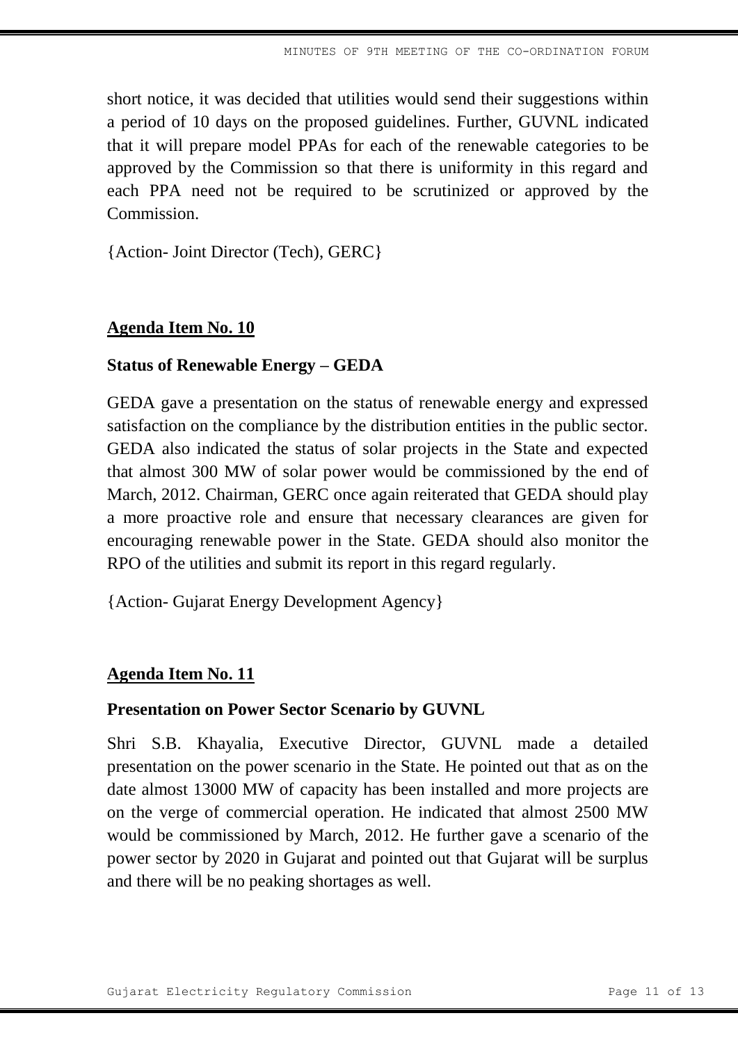short notice, it was decided that utilities would send their suggestions within a period of 10 days on the proposed guidelines. Further, GUVNL indicated that it will prepare model PPAs for each of the renewable categories to be approved by the Commission so that there is uniformity in this regard and each PPA need not be required to be scrutinized or approved by the Commission.

{Action- Joint Director (Tech), GERC}

**<u>Agenda Item No. 10</u>**

**Status of Renewable Energy – GEDA**

GEDA gave a presentation on the status of renewable energy and expressed satisfaction on the compliance by the distribution entities in the public sector. GEDA also indicated the status of solar projects in the State and expected that almost 300 MW of solar power would be commissioned by the end of March, 2012. Chairman, GERC once again reiterated that GEDA should play a more proactive role and ensure that necessary clearances are given for encouraging renewable power in the State. GEDA should also monitor the RPO of the utilities and submit its report in this regard regularly.

{Action- Gujarat Energy Development Agency}

**<u>Agenda Item No. 11</u>**

**Presentation on Power Sector Scenario by GUVNL**

Shri S.B. Khayalia, Executive Director, GUVNL made a detailed presentation on the power scenario in the State. He pointed out that as on the date almost 13000 MW of capacity has been installed and more projects are on the verge of commercial operation. He indicated that almost 2500 MW would be commissioned by March, 2012. He further gave a scenario of the power sector by 2020 in Gujarat and pointed out that Gujarat will be surplus and there will be no peaking shortages as well.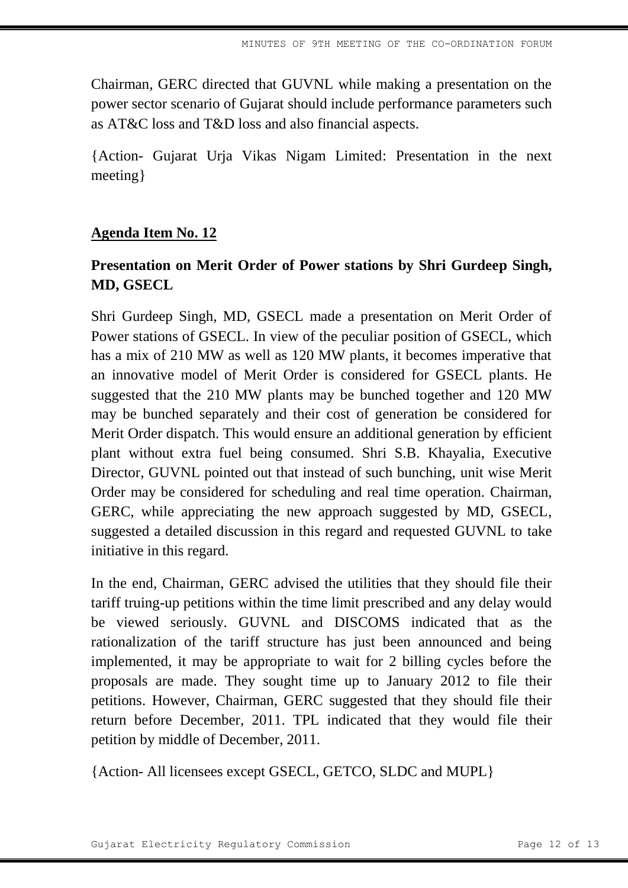Chairman, GERC directed that GUVNL while making a presentation on the power sector scenario of Gujarat should include performance parameters such as AT&C loss and T&D loss and also financial aspects.

{Action- Gujarat Urja Vikas Nigam Limited: Presentation in the next meeting}

## Agenda Item No. 12

**Presentation on Merit Order of Power stations by Shri Gurdeep Singh, MD, GSECL**

Shri Gurdeep Singh, MD, GSECL made a presentation on Merit Order of Power stations of GSECL. In view of the peculiar position of GSECL, which has a mix of 210 MW as well as 120 MW plants, it becomes imperative that an innovative model of Merit Order is considered for GSECL plants. He suggested that the 210 MW plants may be bunched together and 120 MW may be bunched separately and their cost of generation be considered for Merit Order dispatch. This would ensure an additional generation by efficient plant without extra fuel being consumed. Shri S.B. Khayalia, Executive Director, GUVNL pointed out that instead of such bunching, unit wise Merit Order may be considered for scheduling and real time operation. Chairman, GERC, while appreciating the new approach suggested by MD, GSECL, suggested a detailed discussion in this regard and requested GUVNL to take initiative in this regard.

In the end, Chairman, GERC advised the utilities that they should file their tariff truing-up petitions within the time limit prescribed and any delay would be viewed seriously. GUVNL and DISCOMS indicated that as the rationalization of the tariff structure has just been announced and being implemented, it may be appropriate to wait for 2 billing cycles before the proposals are made. They sought time up to January 2012 to file their petitions. However, Chairman, GERC suggested that they should file their return before December, 2011. TPL indicated that they would file their petition by middle of December, 2011.

{Action- All licensees except GSECL, GETCO, SLDC and MUPL}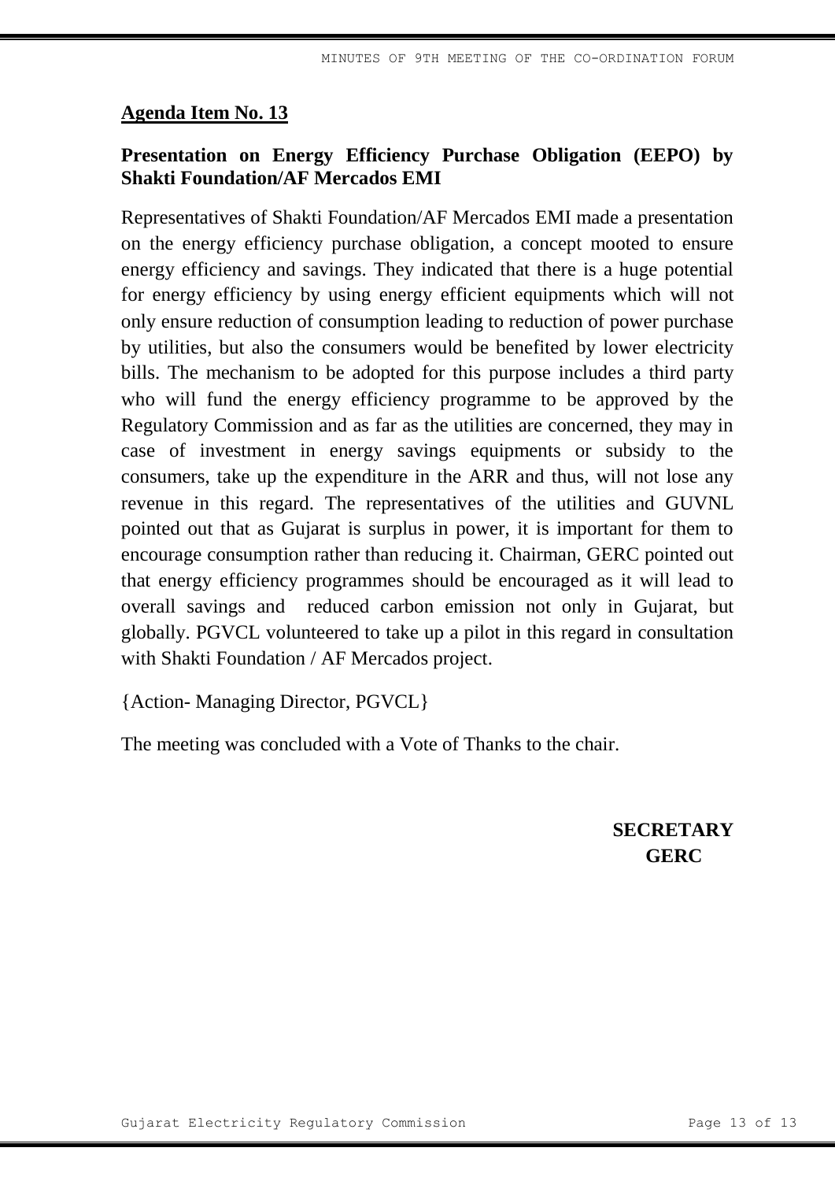## Agenda Item No. 13

**Presentation on Energy Efficiency Purchase Obligation (EEPO) by Shakti Foundation/AF Mercados EMI**

Representatives of Shakti Foundation/AF Mercados EMI made a presentation on the energy efficiency purchase obligation, a concept mooted to ensure energy efficiency and savings. They indicated that there is a huge potential for energy efficiency by using energy efficient equipments which will not only ensure reduction of consumption leading to reduction of power purchase by utilities, but also the consumers would be benefited by lower electricity bills. The mechanism to be adopted for this purpose includes a third party who will fund the energy efficiency programme to be approved by the Regulatory Commission and as far as the utilities are concerned, they may in case of investment in energy savings equipments or subsidy to the consumers, take up the expenditure in the ARR and thus, will not lose any revenue in this regard. The representatives of the utilities and GUVNL pointed out that as Gujarat is surplus in power, it is important for them to encourage consumption rather than reducing it. Chairman, GERC pointed out that energy efficiency programmes should be encouraged as it will lead to overall savings and reduced carbon emission not only in Gujarat, but globally. PGVCL volunteered to take up a pilot in this regard in consultation with Shakti Foundation / AF Mercados project.

{Action- Managing Director, PGVCL}

The meeting was concluded with a Vote of Thanks to the chair.

**SECRETARY**
**GERC**